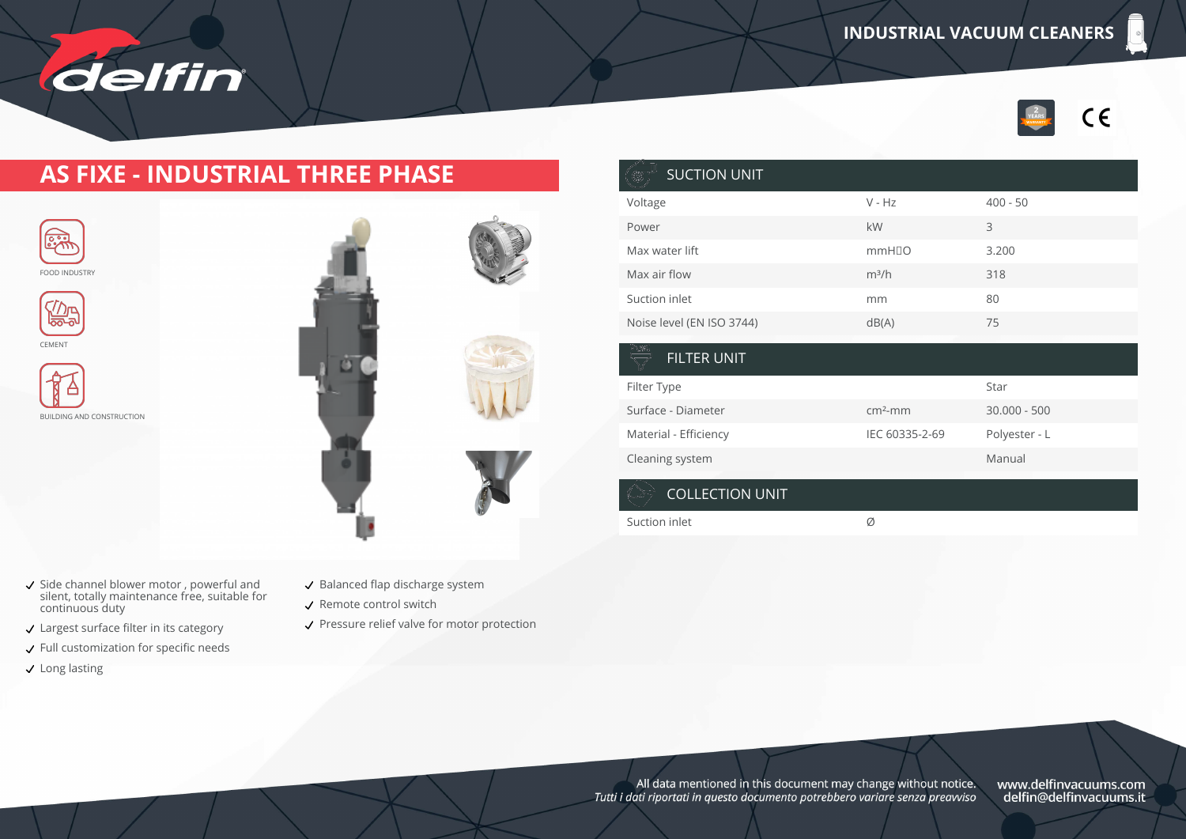# INDUSTRIAL VACUUM CLEANERS

## AS FIXE - INDUSTRIAL THREE PHASE

FOOD INDUSTRY

CEMENT

BUILDING AND CONSTRUCTION

### SUCTION UNIT

| | | |
|---|---|---|
| Voltage | V - Hz | 400 - 50 |
| Power | kW | 3 |
| Max water lift | mmH₂O | 3.200 |
| Max air flow | m³/h | 318 |
| Suction inlet | mm | 80 |
| Noise level (EN ISO 3744) | dB(A) | 75 |

### FILTER UNIT

| | | |
|---|---|---|
| Filter Type | | Star |
| Surface - Diameter | cm²-mm | 30.000 - 500 |
| Material - Efficiency | IEC 60335-2-69 | Polyester - L |
| Cleaning system | | Manual |

### COLLECTION UNIT

| | | |
|---|---|---|
| Suction inlet | Ø | |

- ✓ Side channel blower motor , powerful and silent, totally maintenance free, suitable for continuous duty
- ✓ Largest surface filter in its category
- ✓ Full customization for specific needs
- ✓ Long lasting
- ✓ Balanced flap discharge system
- ✓ Remote control switch
- ✓ Pressure relief valve for motor protection

All data mentioned in this document may change without notice.
*Tutti i dati riportati in questo documento potrebbero variare senza preavviso*

www.delfinvacuums.com
delfin@delfinvacuums.it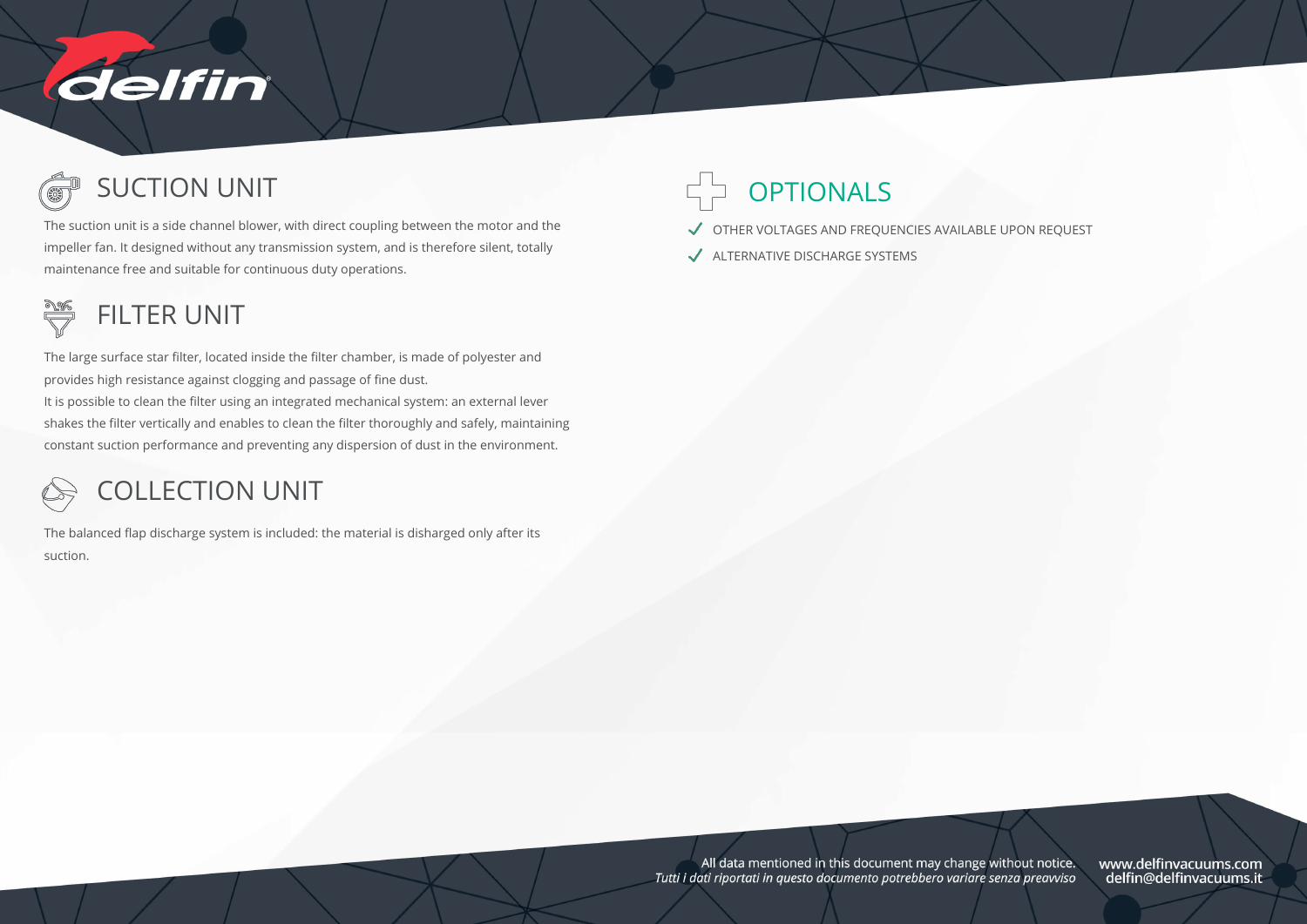## SUCTION UNIT

The suction unit is a side channel blower, with direct coupling between the motor and the impeller fan. It designed without any transmission system, and is therefore silent, totally maintenance free and suitable for continuous duty operations.

## FILTER UNIT

The large surface star filter, located inside the filter chamber, is made of polyester and provides high resistance against clogging and passage of fine dust.
It is possible to clean the filter using an integrated mechanical system: an external lever shakes the filter vertically and enables to clean the filter thoroughly and safely, maintaining constant suction performance and preventing any dispersion of dust in the environment.

## COLLECTION UNIT

The balanced flap discharge system is included: the material is disharged only after its suction.

## OPTIONALS

- OTHER VOLTAGES AND FREQUENCIES AVAILABLE UPON REQUEST
- ALTERNATIVE DISCHARGE SYSTEMS

All data mentioned in this document may change without notice.
*Tutti i dati riportati in questo documento potrebbero variare senza preavviso*

www.delfinvacuums.com
delfin@delfinvacuums.it